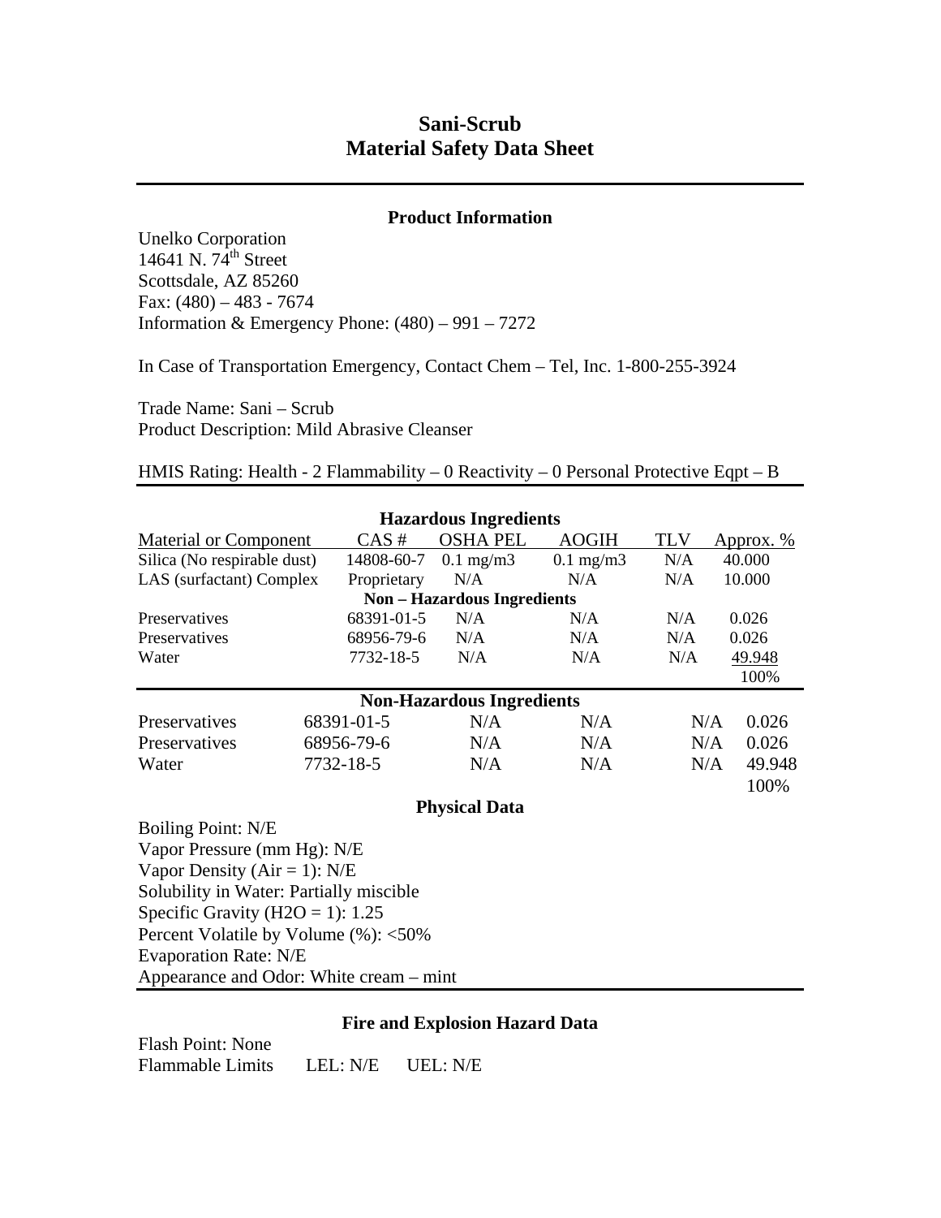# Sani-Scrub
# Material Safety Data Sheet

## Product Information

Unelko Corporation
14641 N. 74th Street
Scottsdale, AZ 85260
Fax: (480) – 483 - 7674
Information & Emergency Phone: (480) – 991 – 7272

In Case of Transportation Emergency, Contact Chem – Tel, Inc. 1-800-255-3924

Trade Name: Sani – Scrub
Product Description: Mild Abrasive Cleanser

HMIS Rating: Health - 2 Flammability – 0 Reactivity – 0 Personal Protective Eqpt – B

## Hazardous Ingredients

| Material or Component | CAS # | OSHA PEL | AOGIH | TLV | Approx. % |
|---|---|---|---|---|---|
| Silica (No respirable dust) | 14808-60-7 | 0.1 mg/m3 | 0.1 mg/m3 | N/A | 40.000 |
| LAS (surfactant) Complex | Proprietary | N/A | N/A | N/A | 10.000 |
| **Non – Hazardous Ingredients** | | | | | |
| Preservatives | 68391-01-5 | N/A | N/A | N/A | 0.026 |
| Preservatives | 68956-79-6 | N/A | N/A | N/A | 0.026 |
| Water | 7732-18-5 | N/A | N/A | N/A | 49.948 |
| | | | | | 100% |

## Non-Hazardous Ingredients

| | | | | | |
|---|---|---|---|---|---|
| Preservatives | 68391-01-5 | N/A | N/A | N/A | 0.026 |
| Preservatives | 68956-79-6 | N/A | N/A | N/A | 0.026 |
| Water | 7732-18-5 | N/A | N/A | N/A | 49.948 |
| | | | | | 100% |

## Physical Data

Boiling Point: N/E
Vapor Pressure (mm Hg): N/E
Vapor Density (Air = 1): N/E
Solubility in Water: Partially miscible
Specific Gravity ($H_2O$ = 1): 1.25
Percent Volatile by Volume (%): <50%
Evaporation Rate: N/E
Appearance and Odor: White cream – mint

## Fire and Explosion Hazard Data

Flash Point: None
Flammable Limits LEL: N/E UEL: N/E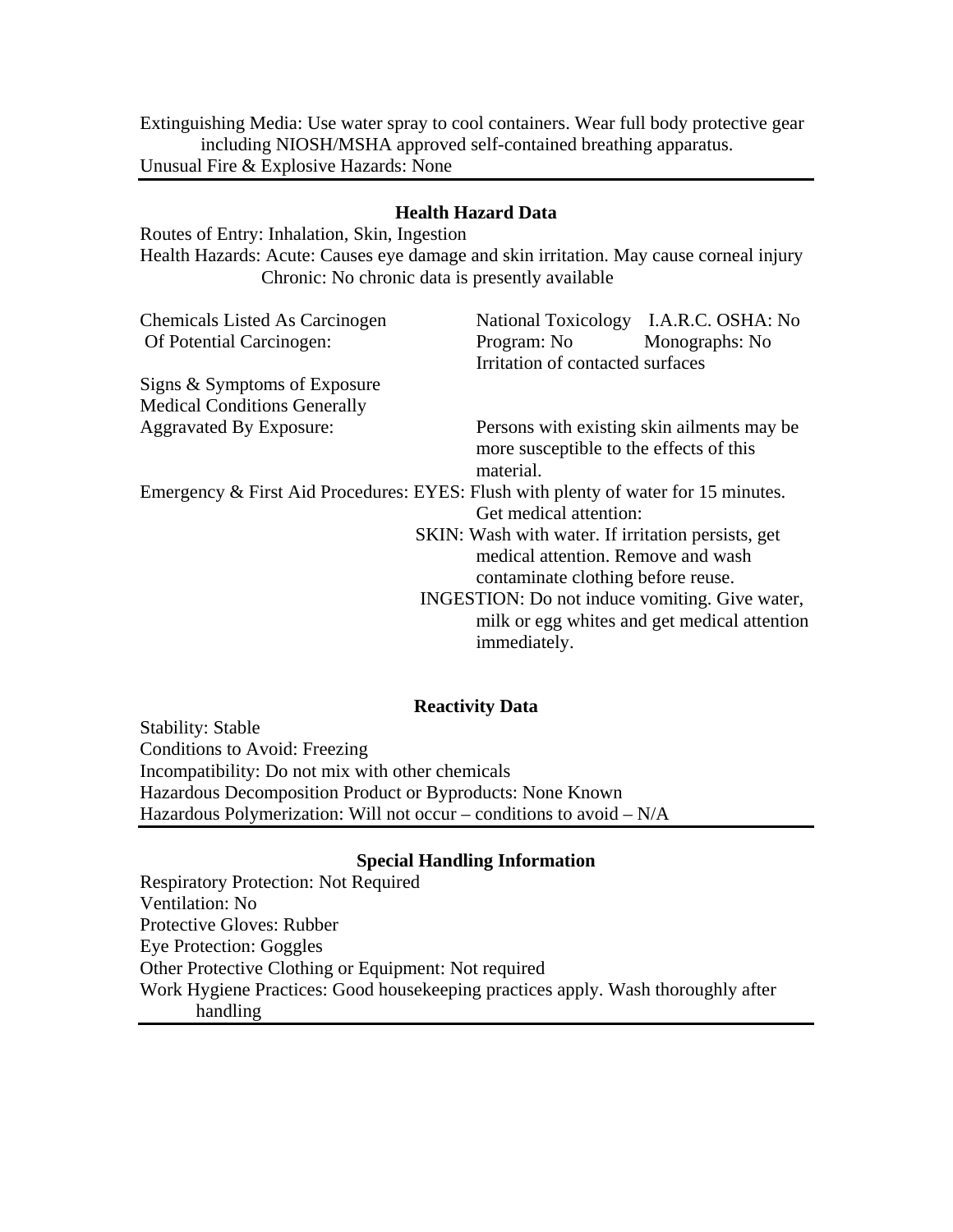Extinguishing Media: Use water spray to cool containers. Wear full body protective gear including NIOSH/MSHA approved self-contained breathing apparatus.
Unusual Fire & Explosive Hazards: None

---

**Health Hazard Data**

Routes of Entry: Inhalation, Skin, Ingestion
Health Hazards: Acute: Causes eye damage and skin irritation. May cause corneal injury
Chronic: No chronic data is presently available

| Chemicals Listed As Carcinogen Of Potential Carcinogen: | National Toxicology Program: No | I.A.R.C. Monographs: No | OSHA: No |
|---|---|---|---|
| Signs & Symptoms of Exposure | Irritation of contacted surfaces | | |
| Medical Conditions Generally Aggravated By Exposure: | Persons with existing skin ailments may be more susceptible to the effects of this material. | | |

Emergency & First Aid Procedures: EYES: Flush with plenty of water for 15 minutes. Get medical attention:
SKIN: Wash with water. If irritation persists, get medical attention. Remove and wash contaminate clothing before reuse.
INGESTION: Do not induce vomiting. Give water, milk or egg whites and get medical attention immediately.

**Reactivity Data**

Stability: Stable
Conditions to Avoid: Freezing
Incompatibility: Do not mix with other chemicals
Hazardous Decomposition Product or Byproducts: None Known
Hazardous Polymerization: Will not occur – conditions to avoid – N/A

---

**Special Handling Information**

Respiratory Protection: Not Required
Ventilation: No
Protective Gloves: Rubber
Eye Protection: Goggles
Other Protective Clothing or Equipment: Not required
Work Hygiene Practices: Good housekeeping practices apply. Wash thoroughly after handling

---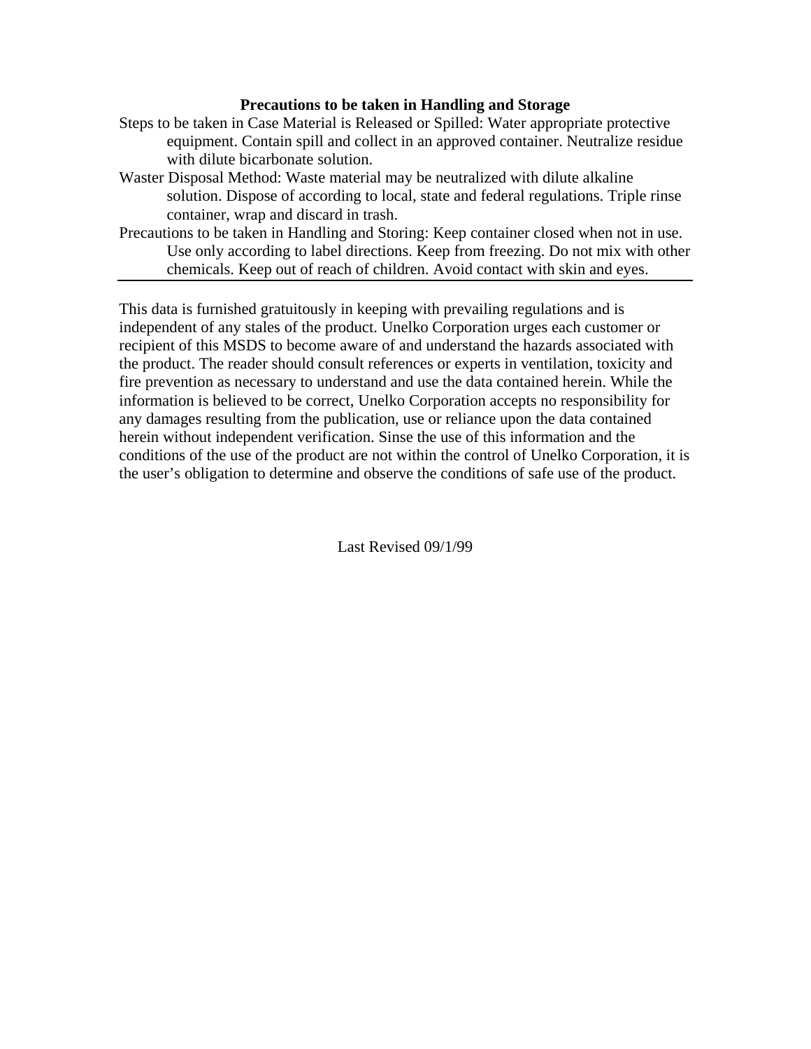**Precautions to be taken in Handling and Storage**

Steps to be taken in Case Material is Released or Spilled: Water appropriate protective equipment. Contain spill and collect in an approved container. Neutralize residue with dilute bicarbonate solution.

Waster Disposal Method: Waste material may be neutralized with dilute alkaline solution. Dispose of according to local, state and federal regulations. Triple rinse container, wrap and discard in trash.

Precautions to be taken in Handling and Storing: Keep container closed when not in use. Use only according to label directions. Keep from freezing. Do not mix with other chemicals. Keep out of reach of children. Avoid contact with skin and eyes.

---

This data is furnished gratuitously in keeping with prevailing regulations and is independent of any stales of the product. Unelko Corporation urges each customer or recipient of this MSDS to become aware of and understand the hazards associated with the product. The reader should consult references or experts in ventilation, toxicity and fire prevention as necessary to understand and use the data contained herein. While the information is believed to be correct, Unelko Corporation accepts no responsibility for any damages resulting from the publication, use or reliance upon the data contained herein without independent verification. Sinse the use of this information and the conditions of the use of the product are not within the control of Unelko Corporation, it is the user's obligation to determine and observe the conditions of safe use of the product.

Last Revised 09/1/99